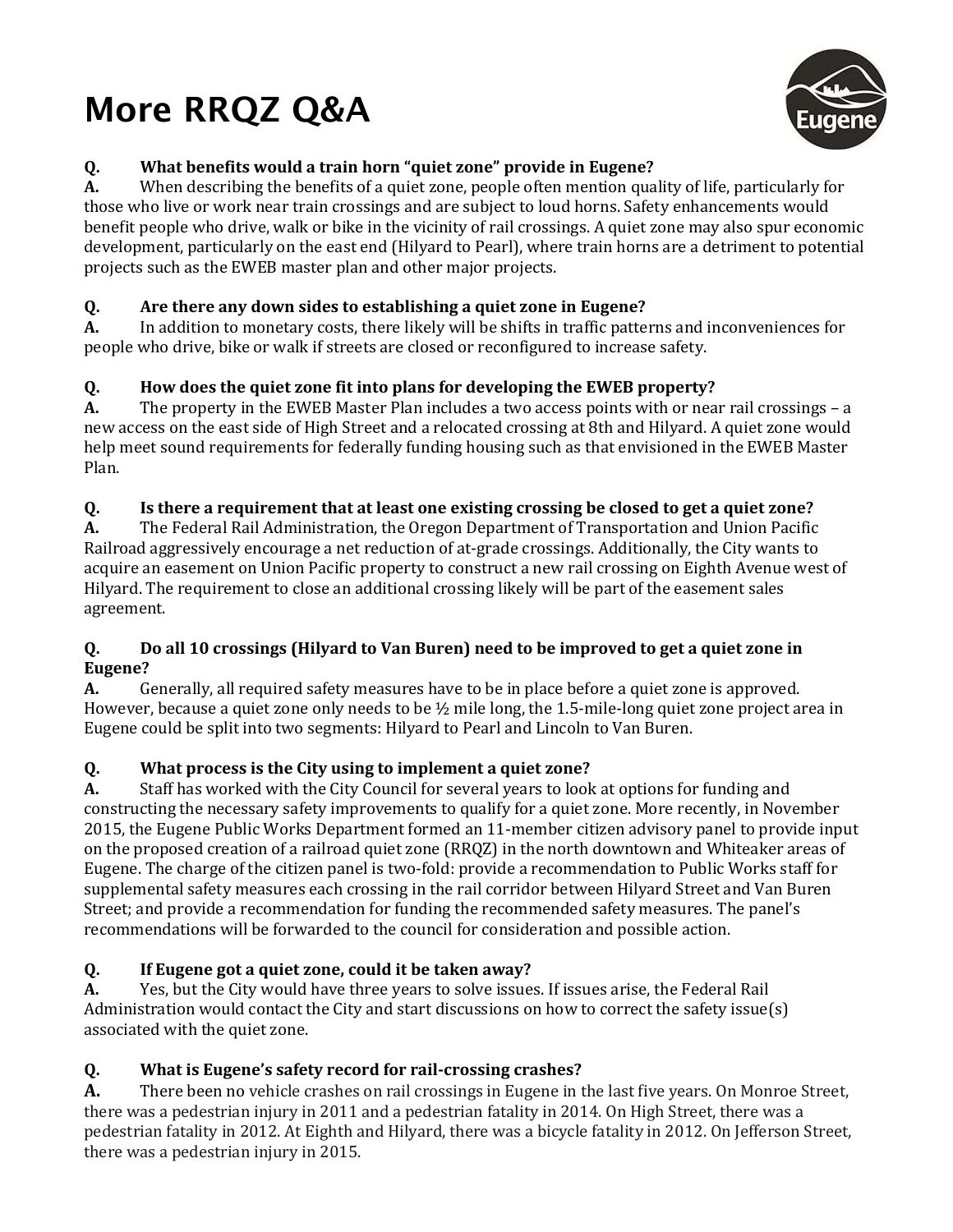# More RRQZ Q&A

**Q. What benefits would a train horn "quiet zone" provide in Eugene?**

**A.** When describing the benefits of a quiet zone, people often mention quality of life, particularly for those who live or work near train crossings and are subject to loud horns. Safety enhancements would benefit people who drive, walk or bike in the vicinity of rail crossings. A quiet zone may also spur economic development, particularly on the east end (Hilyard to Pearl), where train horns are a detriment to potential projects such as the EWEB master plan and other major projects.

**Q. Are there any down sides to establishing a quiet zone in Eugene?**

**A.** In addition to monetary costs, there likely will be shifts in traffic patterns and inconveniences for people who drive, bike or walk if streets are closed or reconfigured to increase safety.

**Q. How does the quiet zone fit into plans for developing the EWEB property?**

**A.** The property in the EWEB Master Plan includes a two access points with or near rail crossings – a new access on the east side of High Street and a relocated crossing at 8th and Hilyard. A quiet zone would help meet sound requirements for federally funding housing such as that envisioned in the EWEB Master Plan.

**Q. Is there a requirement that at least one existing crossing be closed to get a quiet zone?**

**A.** The Federal Rail Administration, the Oregon Department of Transportation and Union Pacific Railroad aggressively encourage a net reduction of at-grade crossings. Additionally, the City wants to acquire an easement on Union Pacific property to construct a new rail crossing on Eighth Avenue west of Hilyard. The requirement to close an additional crossing likely will be part of the easement sales agreement.

**Q. Do all 10 crossings (Hilyard to Van Buren) need to be improved to get a quiet zone in Eugene?**

**A.** Generally, all required safety measures have to be in place before a quiet zone is approved. However, because a quiet zone only needs to be ½ mile long, the 1.5-mile-long quiet zone project area in Eugene could be split into two segments: Hilyard to Pearl and Lincoln to Van Buren.

**Q. What process is the City using to implement a quiet zone?**

**A.** Staff has worked with the City Council for several years to look at options for funding and constructing the necessary safety improvements to qualify for a quiet zone. More recently, in November 2015, the Eugene Public Works Department formed an 11-member citizen advisory panel to provide input on the proposed creation of a railroad quiet zone (RRQZ) in the north downtown and Whiteaker areas of Eugene. The charge of the citizen panel is two-fold: provide a recommendation to Public Works staff for supplemental safety measures each crossing in the rail corridor between Hilyard Street and Van Buren Street; and provide a recommendation for funding the recommended safety measures. The panel's recommendations will be forwarded to the council for consideration and possible action.

**Q. If Eugene got a quiet zone, could it be taken away?**

**A.** Yes, but the City would have three years to solve issues. If issues arise, the Federal Rail Administration would contact the City and start discussions on how to correct the safety issue(s) associated with the quiet zone.

**Q. What is Eugene's safety record for rail-crossing crashes?**

**A.** There been no vehicle crashes on rail crossings in Eugene in the last five years. On Monroe Street, there was a pedestrian injury in 2011 and a pedestrian fatality in 2014. On High Street, there was a pedestrian fatality in 2012. At Eighth and Hilyard, there was a bicycle fatality in 2012. On Jefferson Street, there was a pedestrian injury in 2015.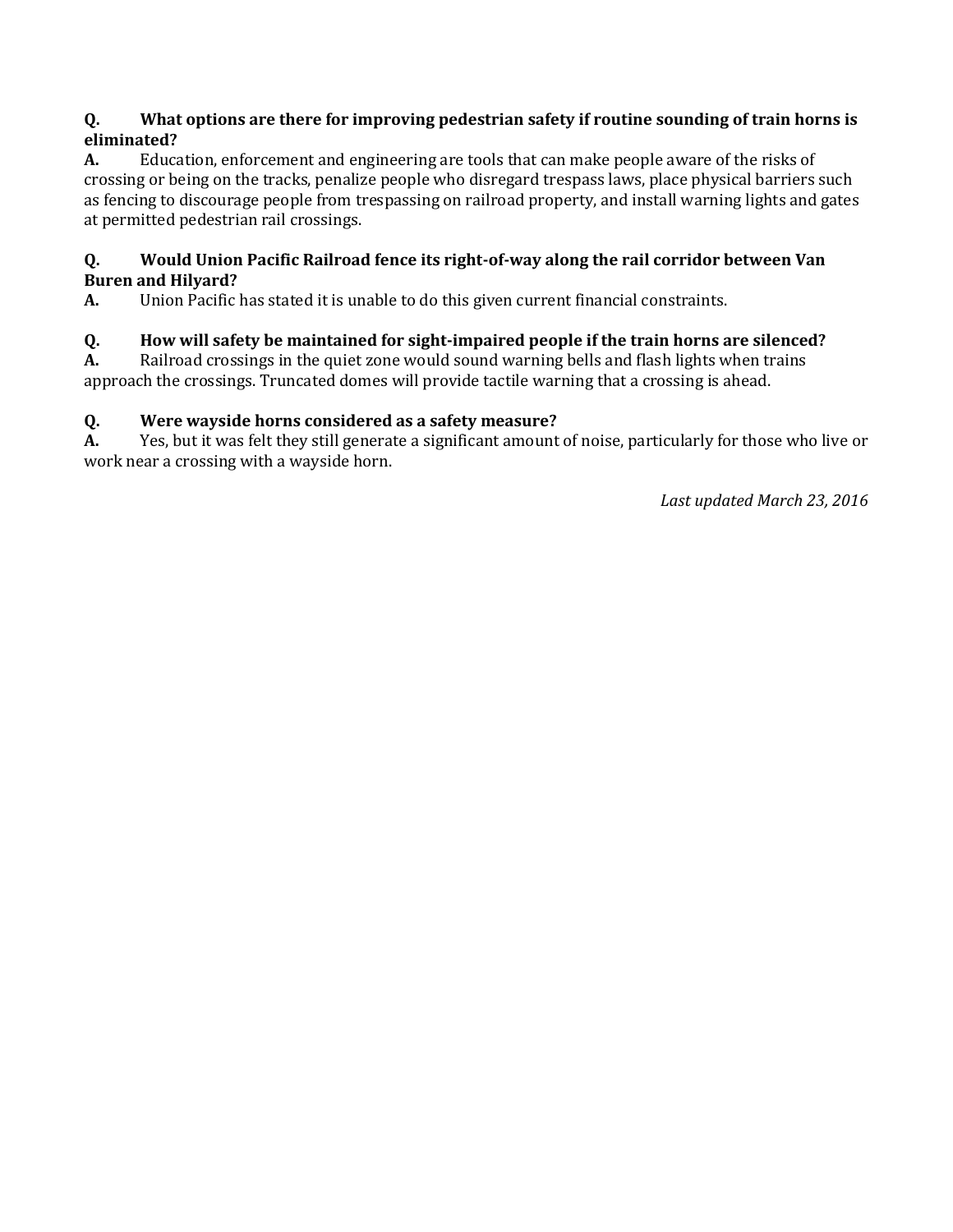**Q. What options are there for improving pedestrian safety if routine sounding of train horns is eliminated?**

**A.** Education, enforcement and engineering are tools that can make people aware of the risks of crossing or being on the tracks, penalize people who disregard trespass laws, place physical barriers such as fencing to discourage people from trespassing on railroad property, and install warning lights and gates at permitted pedestrian rail crossings.

**Q. Would Union Pacific Railroad fence its right-of-way along the rail corridor between Van Buren and Hilyard?**

**A.** Union Pacific has stated it is unable to do this given current financial constraints.

**Q. How will safety be maintained for sight-impaired people if the train horns are silenced?**

**A.** Railroad crossings in the quiet zone would sound warning bells and flash lights when trains approach the crossings. Truncated domes will provide tactile warning that a crossing is ahead.

**Q. Were wayside horns considered as a safety measure?**

**A.** Yes, but it was felt they still generate a significant amount of noise, particularly for those who live or work near a crossing with a wayside horn.

*Last updated March 23, 2016*